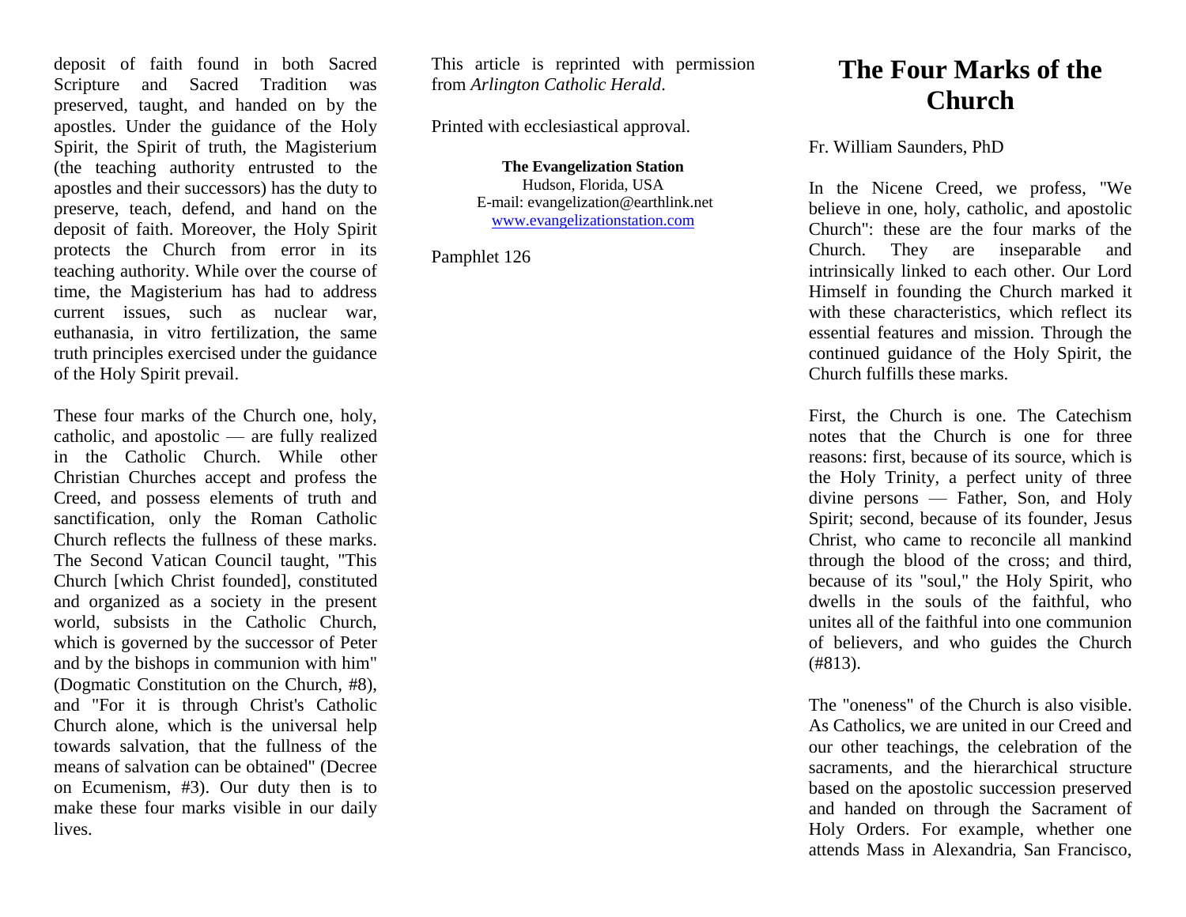# The Four Marks of the Church

Fr. William Saunders, PhD

In the Nicene Creed, we profess, "We believe in one, holy, catholic, and apostolic Church": these are the four marks of the Church. They are inseparable and intrinsically linked to each other. Our Lord Himself in founding the Church marked it with these characteristics, which reflect its essential features and mission. Through the continued guidance of the Holy Spirit, the Church fulfills these marks.

First, the Church is one. The Catechism notes that the Church is one for three reasons: first, because of its source, which is the Holy Trinity, a perfect unity of three divine persons — Father, Son, and Holy Spirit; second, because of its founder, Jesus Christ, who came to reconcile all mankind through the blood of the cross; and third, because of its "soul," the Holy Spirit, who dwells in the souls of the faithful, who unites all of the faithful into one communion of believers, and who guides the Church (#813).

The "oneness" of the Church is also visible. As Catholics, we are united in our Creed and our other teachings, the celebration of the sacraments, and the hierarchical structure based on the apostolic succession preserved and handed on through the Sacrament of Holy Orders. For example, whether one attends Mass in Alexandria, San Francisco,

deposit of faith found in both Sacred Scripture and Sacred Tradition was preserved, taught, and handed on by the apostles. Under the guidance of the Holy Spirit, the Spirit of truth, the Magisterium (the teaching authority entrusted to the apostles and their successors) has the duty to preserve, teach, defend, and hand on the deposit of faith. Moreover, the Holy Spirit protects the Church from error in its teaching authority. While over the course of time, the Magisterium has had to address current issues, such as nuclear war, euthanasia, in vitro fertilization, the same truth principles exercised under the guidance of the Holy Spirit prevail.

These four marks of the Church one, holy, catholic, and apostolic — are fully realized in the Catholic Church. While other Christian Churches accept and profess the Creed, and possess elements of truth and sanctification, only the Roman Catholic Church reflects the fullness of these marks. The Second Vatican Council taught, "This Church [which Christ founded], constituted and organized as a society in the present world, subsists in the Catholic Church, which is governed by the successor of Peter and by the bishops in communion with him" (Dogmatic Constitution on the Church, #8), and "For it is through Christ's Catholic Church alone, which is the universal help towards salvation, that the fullness of the means of salvation can be obtained" (Decree on Ecumenism, #3). Our duty then is to make these four marks visible in our daily lives.

This article is reprinted with permission from *Arlington Catholic Herald*.

Printed with ecclesiastical approval.

**The Evangelization Station**
Hudson, Florida, USA
E-mail: evangelization@earthlink.net
www.evangelizationstation.com

Pamphlet 126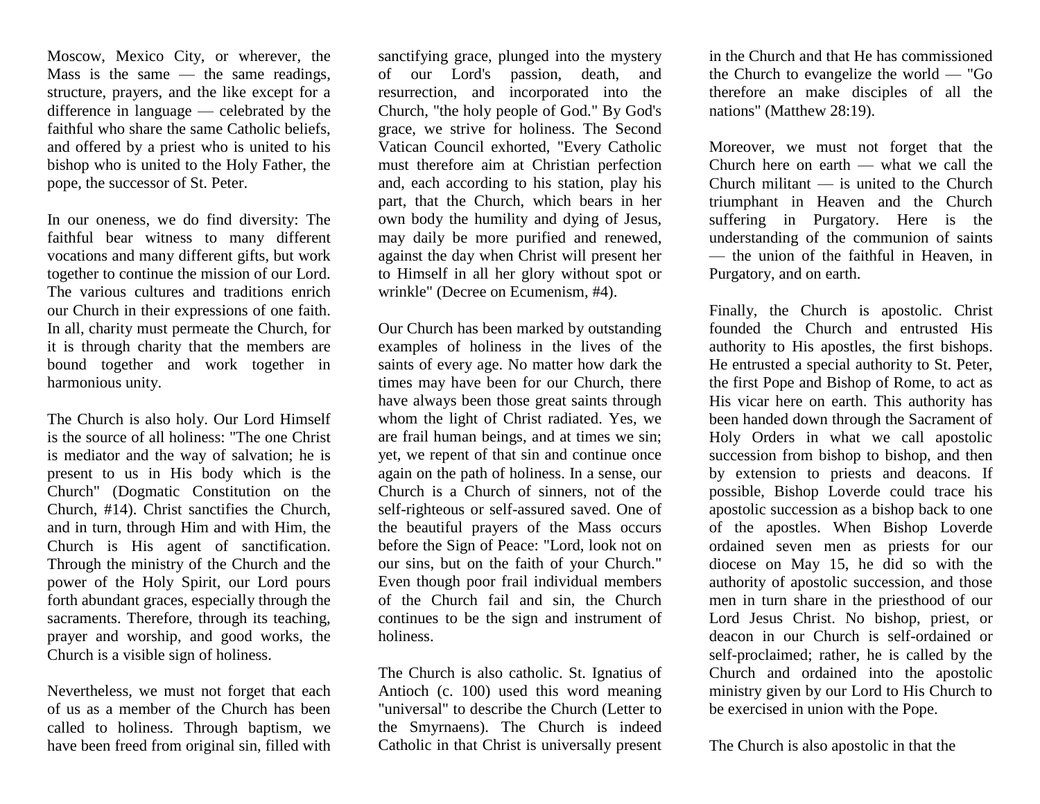Moscow, Mexico City, or wherever, the Mass is the same — the same readings, structure, prayers, and the like except for a difference in language — celebrated by the faithful who share the same Catholic beliefs, and offered by a priest who is united to his bishop who is united to the Holy Father, the pope, the successor of St. Peter.

In our oneness, we do find diversity: The faithful bear witness to many different vocations and many different gifts, but work together to continue the mission of our Lord. The various cultures and traditions enrich our Church in their expressions of one faith. In all, charity must permeate the Church, for it is through charity that the members are bound together and work together in harmonious unity.

The Church is also holy. Our Lord Himself is the source of all holiness: "The one Christ is mediator and the way of salvation; he is present to us in His body which is the Church" (Dogmatic Constitution on the Church, #14). Christ sanctifies the Church, and in turn, through Him and with Him, the Church is His agent of sanctification. Through the ministry of the Church and the power of the Holy Spirit, our Lord pours forth abundant graces, especially through the sacraments. Therefore, through its teaching, prayer and worship, and good works, the Church is a visible sign of holiness.

Nevertheless, we must not forget that each of us as a member of the Church has been called to holiness. Through baptism, we have been freed from original sin, filled with sanctifying grace, plunged into the mystery of our Lord's passion, death, and resurrection, and incorporated into the Church, "the holy people of God." By God's grace, we strive for holiness. The Second Vatican Council exhorted, "Every Catholic must therefore aim at Christian perfection and, each according to his station, play his part, that the Church, which bears in her own body the humility and dying of Jesus, may daily be more purified and renewed, against the day when Christ will present her to Himself in all her glory without spot or wrinkle" (Decree on Ecumenism, #4).

Our Church has been marked by outstanding examples of holiness in the lives of the saints of every age. No matter how dark the times may have been for our Church, there have always been those great saints through whom the light of Christ radiated. Yes, we are frail human beings, and at times we sin; yet, we repent of that sin and continue once again on the path of holiness. In a sense, our Church is a Church of sinners, not of the self-righteous or self-assured saved. One of the beautiful prayers of the Mass occurs before the Sign of Peace: "Lord, look not on our sins, but on the faith of your Church." Even though poor frail individual members of the Church fail and sin, the Church continues to be the sign and instrument of holiness.

The Church is also catholic. St. Ignatius of Antioch (c. 100) used this word meaning "universal" to describe the Church (Letter to the Smyrnaens). The Church is indeed Catholic in that Christ is universally present in the Church and that He has commissioned the Church to evangelize the world — "Go therefore an make disciples of all the nations" (Matthew 28:19).

Moreover, we must not forget that the Church here on earth — what we call the Church militant — is united to the Church triumphant in Heaven and the Church suffering in Purgatory. Here is the understanding of the communion of saints — the union of the faithful in Heaven, in Purgatory, and on earth.

Finally, the Church is apostolic. Christ founded the Church and entrusted His authority to His apostles, the first bishops. He entrusted a special authority to St. Peter, the first Pope and Bishop of Rome, to act as His vicar here on earth. This authority has been handed down through the Sacrament of Holy Orders in what we call apostolic succession from bishop to bishop, and then by extension to priests and deacons. If possible, Bishop Loverde could trace his apostolic succession as a bishop back to one of the apostles. When Bishop Loverde ordained seven men as priests for our diocese on May 15, he did so with the authority of apostolic succession, and those men in turn share in the priesthood of our Lord Jesus Christ. No bishop, priest, or deacon in our Church is self-ordained or self-proclaimed; rather, he is called by the Church and ordained into the apostolic ministry given by our Lord to His Church to be exercised in union with the Pope.

The Church is also apostolic in that the